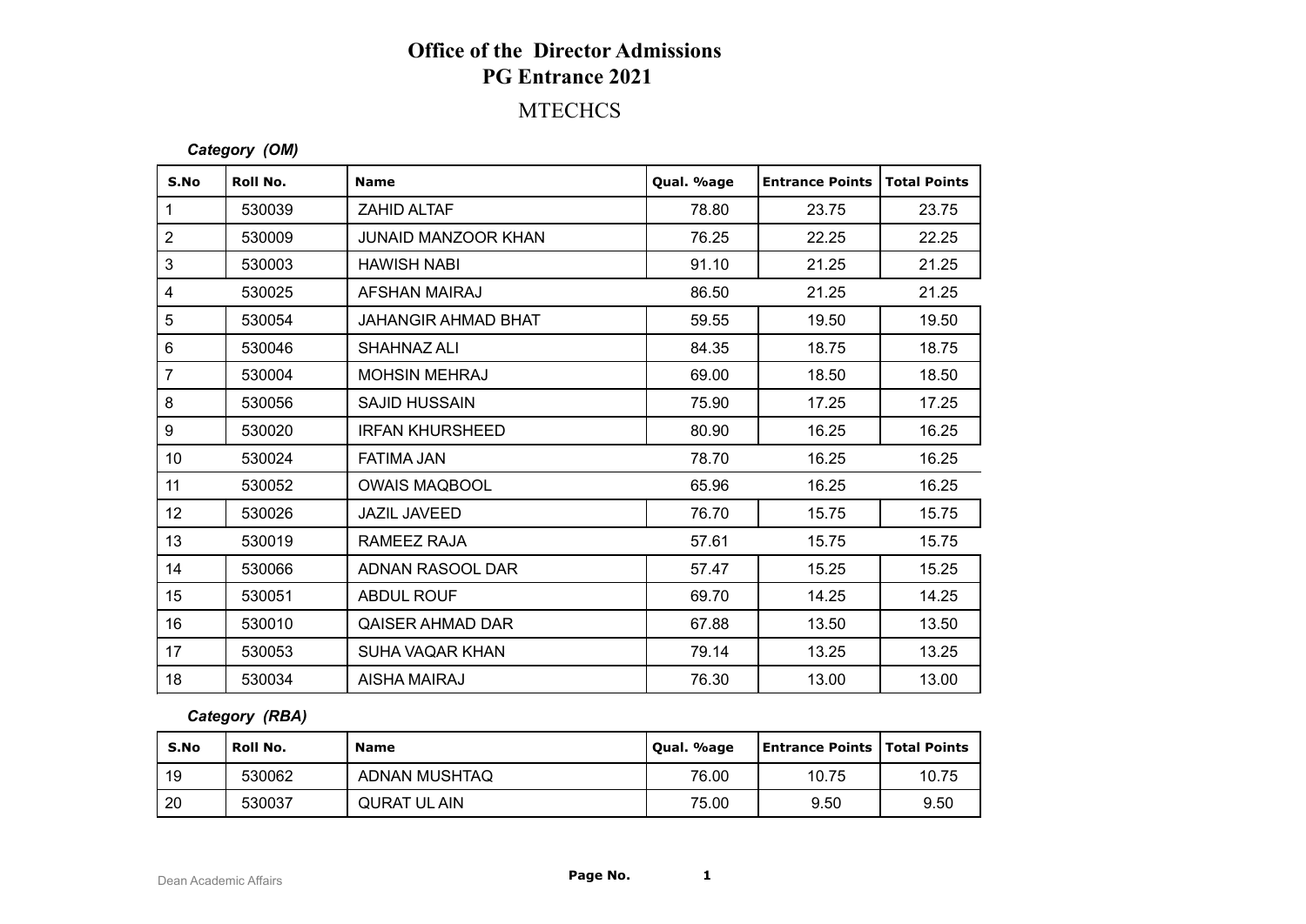# Office of the Director Admissions

## PG Entrance 2021

## MTECHCS

***Category (OM)***

| S.No | Roll No. | Name | Qual. %age | Entrance Points | Total Points |
|---|---|---|---|---|---|
| 1 | 530039 | ZAHID ALTAF | 78.80 | 23.75 | 23.75 |
| 2 | 530009 | JUNAID MANZOOR KHAN | 76.25 | 22.25 | 22.25 |
| 3 | 530003 | HAWISH NABI | 91.10 | 21.25 | 21.25 |
| 4 | 530025 | AFSHAN MAIRAJ | 86.50 | 21.25 | 21.25 |
| 5 | 530054 | JAHANGIR AHMAD BHAT | 59.55 | 19.50 | 19.50 |
| 6 | 530046 | SHAHNAZ ALI | 84.35 | 18.75 | 18.75 |
| 7 | 530004 | MOHSIN MEHRAJ | 69.00 | 18.50 | 18.50 |
| 8 | 530056 | SAJID HUSSAIN | 75.90 | 17.25 | 17.25 |
| 9 | 530020 | IRFAN KHURSHEED | 80.90 | 16.25 | 16.25 |
| 10 | 530024 | FATIMA JAN | 78.70 | 16.25 | 16.25 |
| 11 | 530052 | OWAIS MAQBOOL | 65.96 | 16.25 | 16.25 |
| 12 | 530026 | JAZIL JAVEED | 76.70 | 15.75 | 15.75 |
| 13 | 530019 | RAMEEZ RAJA | 57.61 | 15.75 | 15.75 |
| 14 | 530066 | ADNAN RASOOL DAR | 57.47 | 15.25 | 15.25 |
| 15 | 530051 | ABDUL ROUF | 69.70 | 14.25 | 14.25 |
| 16 | 530010 | QAISER AHMAD DAR | 67.88 | 13.50 | 13.50 |
| 17 | 530053 | SUHA VAQAR KHAN | 79.14 | 13.25 | 13.25 |
| 18 | 530034 | AISHA MAIRAJ | 76.30 | 13.00 | 13.00 |

***Category (RBA)***

| S.No | Roll No. | Name | Qual. %age | Entrance Points | Total Points |
|---|---|---|---|---|---|
| 19 | 530062 | ADNAN MUSHTAQ | 76.00 | 10.75 | 10.75 |
| 20 | 530037 | QURAT UL AIN | 75.00 | 9.50 | 9.50 |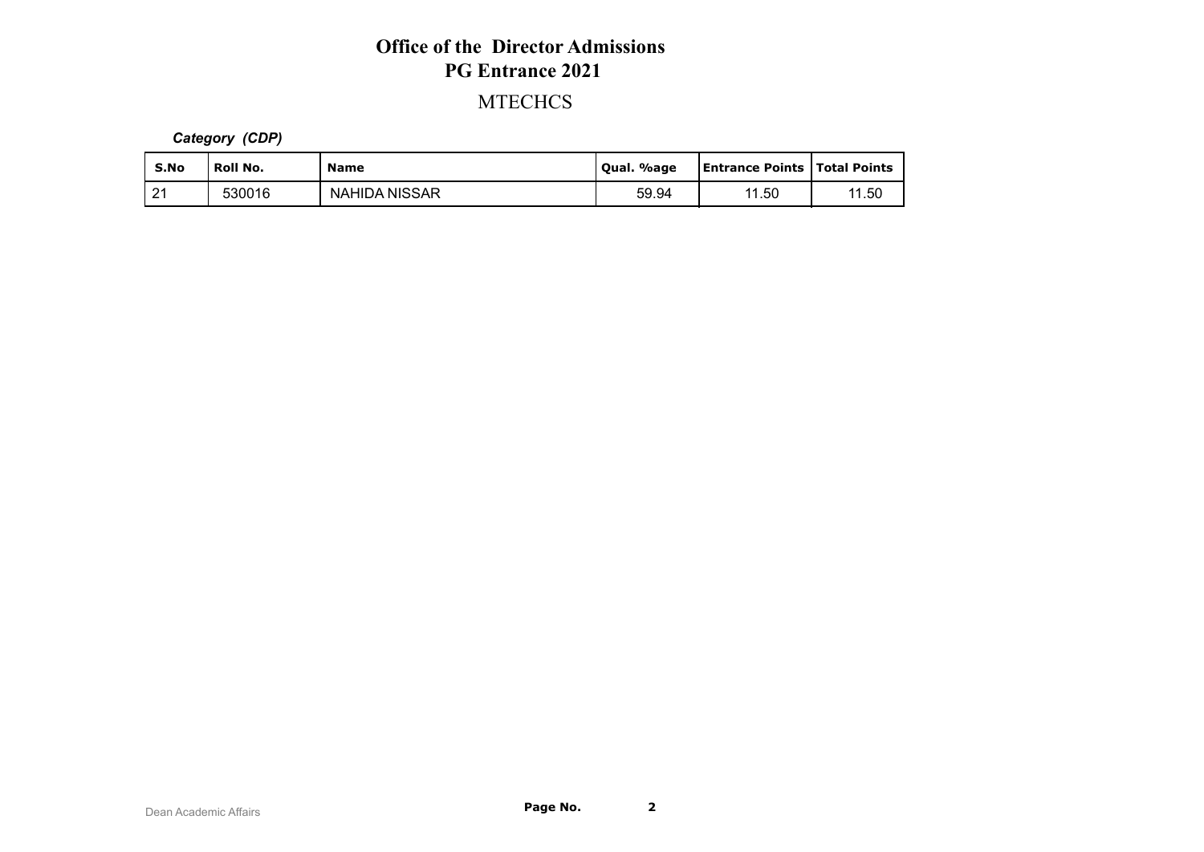# Office of the Director Admissions
# PG Entrance 2021

## MTECHCS

***Category (CDP)***

| S.No | Roll No. | Name | Qual. %age | Entrance Points | Total Points |
|---|---|---|---|---|---|
| 21 | 530016 | NAHIDA NISSAR | 59.94 | 11.50 | 11.50 |

Dean Academic Affairs